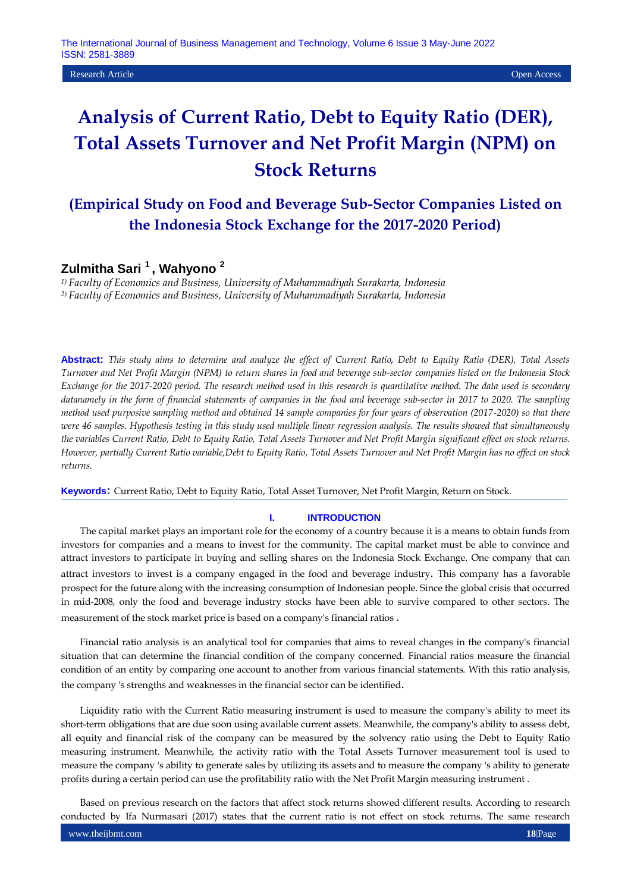Research Article | Open Access

# Analysis of Current Ratio, Debt to Equity Ratio (DER), Total Assets Turnover and Net Profit Margin (NPM) on Stock Returns

## (Empirical Study on Food and Beverage Sub-Sector Companies Listed on the Indonesia Stock Exchange for the 2017-2020 Period)

**Zulmitha Sari [1], Wahyono [2]**

*[1)] Faculty of Economics and Business, University of Muhammadiyah Surakarta, Indonesia*
*[2)] Faculty of Economics and Business, University of Muhammadiyah Surakarta, Indonesia*

**Abstract:** *This study aims to determine and analyze the effect of Current Ratio, Debt to Equity Ratio (DER), Total Assets Turnover and Net Profit Margin (NPM) to return shares in food and beverage sub-sector companies listed on the Indonesia Stock Exchange for the 2017-2020 period. The research method used in this research is quantitative method. The data used is secondary datanamely in the form of financial statements of companies in the food and beverage sub-sector in 2017 to 2020. The sampling method used purposive sampling method and obtained 14 sample companies for four years of observation (2017-2020) so that there were 46 samples. Hypothesis testing in this study used multiple linear regression analysis. The results showed that simultaneously the variables Current Ratio, Debt to Equity Ratio, Total Assets Turnover and Net Profit Margin significant effect on stock returns. However, partially Current Ratio variable,Debt to Equity Ratio, Total Assets Turnover and Net Profit Margin has no effect on stock returns.*

**Keywords:** Current Ratio, Debt to Equity Ratio, Total Asset Turnover, Net Profit Margin, Return on Stock.

## I. INTRODUCTION

The capital market plays an important role for the economy of a country because it is a means to obtain funds from investors for companies and a means to invest for the community. The capital market must be able to convince and attract investors to participate in buying and selling shares on the Indonesia Stock Exchange. One company that can attract investors to invest is a company engaged in the food and beverage industry. This company has a favorable prospect for the future along with the increasing consumption of Indonesian people. Since the global crisis that occurred in mid-2008, only the food and beverage industry stocks have been able to survive compared to other sectors. The measurement of the stock market price is based on a company's financial ratios .

Financial ratio analysis is an analytical tool for companies that aims to reveal changes in the company's financial situation that can determine the financial condition of the company concerned. Financial ratios measure the financial condition of an entity by comparing one account to another from various financial statements. With this ratio analysis, the company 's strengths and weaknesses in the financial sector can be identified.

Liquidity ratio with the Current Ratio measuring instrument is used to measure the company's ability to meet its short-term obligations that are due soon using available current assets. Meanwhile, the company's ability to assess debt, all equity and financial risk of the company can be measured by the solvency ratio using the Debt to Equity Ratio measuring instrument. Meanwhile, the activity ratio with the Total Assets Turnover measurement tool is used to measure the company 's ability to generate sales by utilizing its assets and to measure the company 's ability to generate profits during a certain period can use the profitability ratio with the Net Profit Margin measuring instrument .

Based on previous research on the factors that affect stock returns showed different results. According to research conducted by Ifa Nurmasari (2017) states that the current ratio is not effect on stock returns. The same research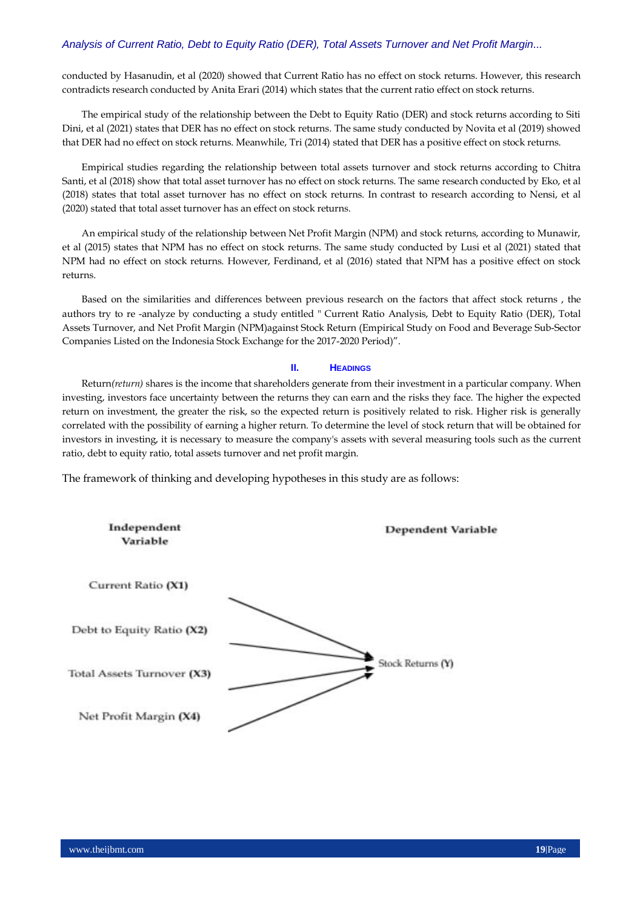conducted by Hasanudin, et al (2020) showed that Current Ratio has no effect on stock returns. However, this research contradicts research conducted by Anita Erari (2014) which states that the current ratio effect on stock returns.

The empirical study of the relationship between the Debt to Equity Ratio (DER) and stock returns according to Siti Dini, et al (2021) states that DER has no effect on stock returns. The same study conducted by Novita et al (2019) showed that DER had no effect on stock returns. Meanwhile, Tri (2014) stated that DER has a positive effect on stock returns.

Empirical studies regarding the relationship between total assets turnover and stock returns according to Chitra Santi, et al (2018) show that total asset turnover has no effect on stock returns. The same research conducted by Eko, et al (2018) states that total asset turnover has no effect on stock returns. In contrast to research according to Nensi, et al (2020) stated that total asset turnover has an effect on stock returns.

An empirical study of the relationship between Net Profit Margin (NPM) and stock returns, according to Munawir, et al (2015) states that NPM has no effect on stock returns. The same study conducted by Lusi et al (2021) stated that NPM had no effect on stock returns. However, Ferdinand, et al (2016) stated that NPM has a positive effect on stock returns.

Based on the similarities and differences between previous research on the factors that affect stock returns , the authors try to re -analyze by conducting a study entitled " Current Ratio Analysis, Debt to Equity Ratio (DER), Total Assets Turnover, and Net Profit Margin (NPM)against Stock Return (Empirical Study on Food and Beverage Sub-Sector Companies Listed on the Indonesia Stock Exchange for the 2017-2020 Period)".

## II. HEADINGS

Return*(return)* shares is the income that shareholders generate from their investment in a particular company. When investing, investors face uncertainty between the returns they can earn and the risks they face. The higher the expected return on investment, the greater the risk, so the expected return is positively related to risk. Higher risk is generally correlated with the possibility of earning a higher return. To determine the level of stock return that will be obtained for investors in investing, it is necessary to measure the company's assets with several measuring tools such as the current ratio, debt to equity ratio, total assets turnover and net profit margin.

The framework of thinking and developing hypotheses in this study are as follows:

| Independent Variable | | Dependent Variable |
|---|---|---|
| Current Ratio **(X1)** | → | Stock Returns **(Y)** |
| Debt to Equity Ratio **(X2)** | → | Stock Returns **(Y)** |
| Total Assets Turnover **(X3)** | → | Stock Returns **(Y)** |
| Net Profit Margin **(X4)** | → | Stock Returns **(Y)** |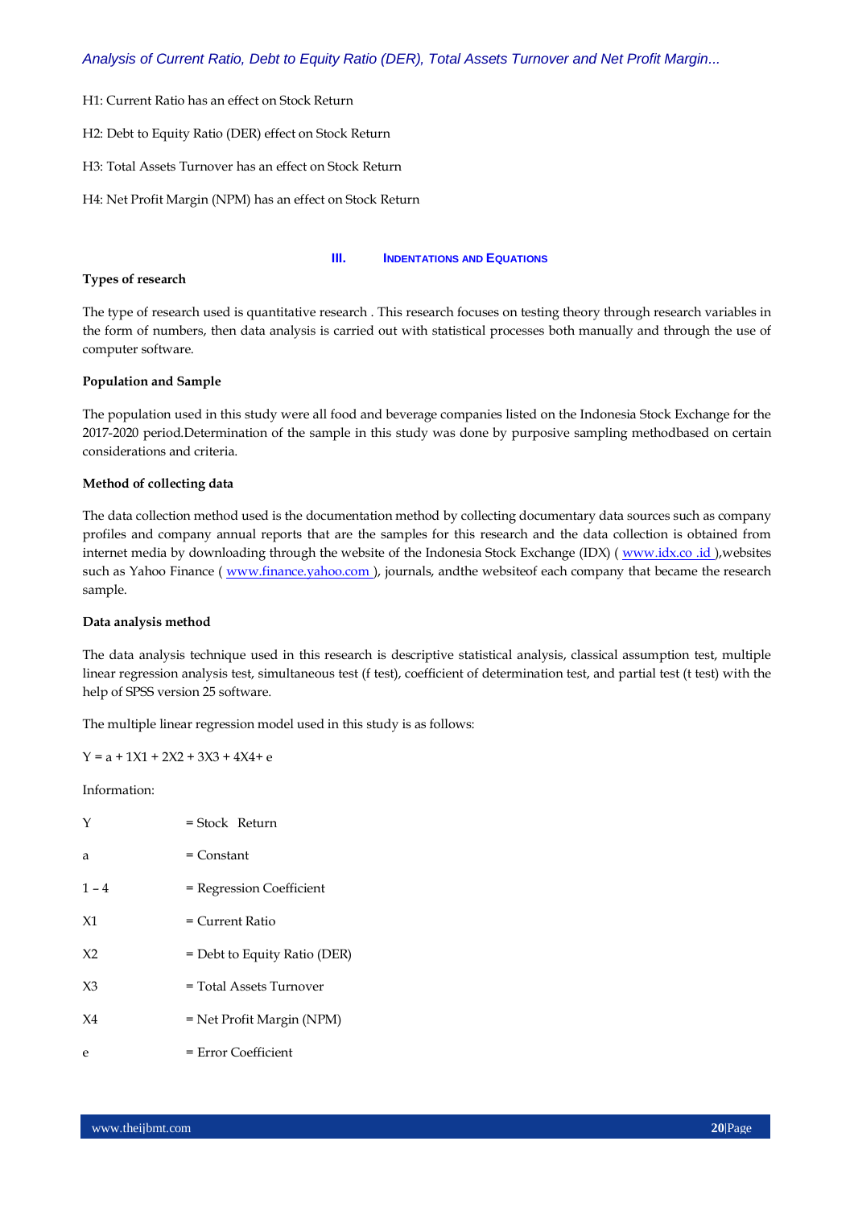H1: Current Ratio has an effect on Stock Return

H2: Debt to Equity Ratio (DER) effect on Stock Return

H3: Total Assets Turnover has an effect on Stock Return

H4: Net Profit Margin (NPM) has an effect on Stock Return

## III. INDENTATIONS AND EQUATIONS

**Types of research**

The type of research used is quantitative research . This research focuses on testing theory through research variables in the form of numbers, then data analysis is carried out with statistical processes both manually and through the use of computer software.

**Population and Sample**

The population used in this study were all food and beverage companies listed on the Indonesia Stock Exchange for the 2017-2020 period.Determination of the sample in this study was done by purposive sampling methodbased on certain considerations and criteria.

**Method of collecting data**

The data collection method used is the documentation method by collecting documentary data sources such as company profiles and company annual reports that are the samples for this research and the data collection is obtained from internet media by downloading through the website of the Indonesia Stock Exchange (IDX) ( www.idx.co .id ),websites such as Yahoo Finance ( www.finance.yahoo.com ), journals, andthe websiteof each company that became the research sample.

**Data analysis method**

The data analysis technique used in this research is descriptive statistical analysis, classical assumption test, multiple linear regression analysis test, simultaneous test (f test), coefficient of determination test, and partial test (t test) with the help of SPSS version 25 software.

The multiple linear regression model used in this study is as follows:

$Y = a + 1X1 + 2X2 + 3X3 + 4X4 + e$

Information:

Y = Stock Return

a = Constant

1 – 4 = Regression Coefficient

X1 = Current Ratio

X2 = Debt to Equity Ratio (DER)

X3 = Total Assets Turnover

X4 = Net Profit Margin (NPM)

e = Error Coefficient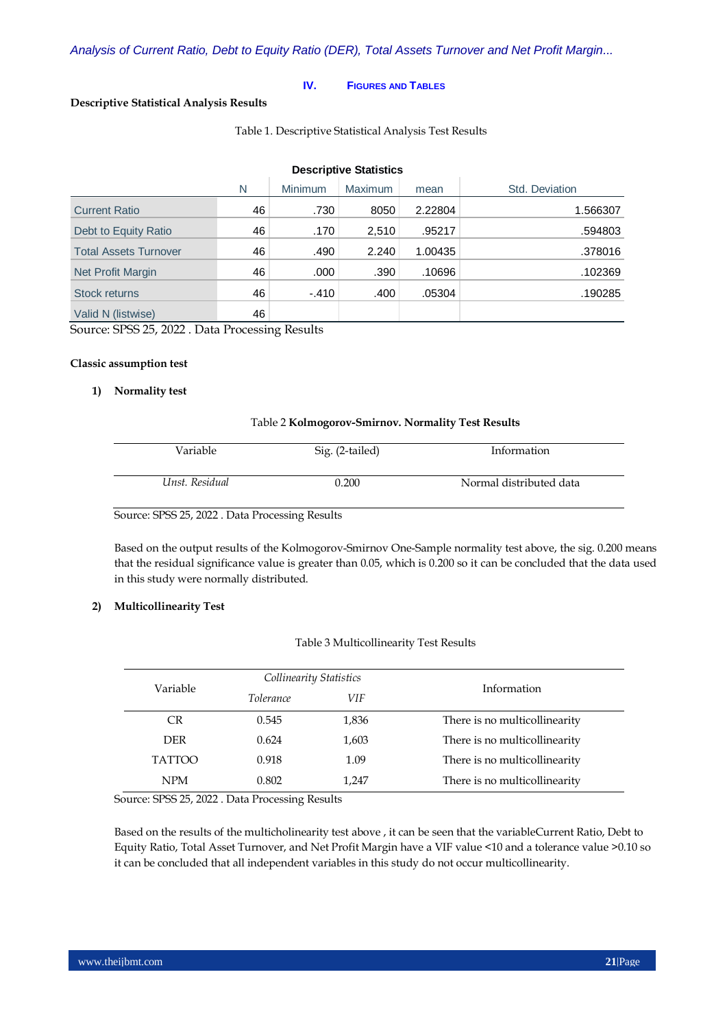## IV. FIGURES AND TABLES

**Descriptive Statistical Analysis Results**

Table 1. Descriptive Statistical Analysis Test Results

**Descriptive Statistics**

| | N | Minimum | Maximum | mean | Std. Deviation |
|---|---|---|---|---|---|
| Current Ratio | 46 | .730 | 8050 | 2.22804 | 1.566307 |
| Debt to Equity Ratio | 46 | .170 | 2,510 | .95217 | .594803 |
| Total Assets Turnover | 46 | .490 | 2.240 | 1.00435 | .378016 |
| Net Profit Margin | 46 | .000 | .390 | .10696 | .102369 |
| Stock returns | 46 | -.410 | .400 | .05304 | .190285 |
| Valid N (listwise) | 46 | | | | |

Source: SPSS 25, 2022 . Data Processing Results

**Classic assumption test**

**1) Normality test**

Table 2 **Kolmogorov-Smirnov. Normality Test Results**

| Variable | Sig. (2-tailed) | Information |
|---|---|---|
| *Unst. Residual* | 0.200 | Normal distributed data |

Source: SPSS 25, 2022 . Data Processing Results

Based on the output results of the Kolmogorov-Smirnov One-Sample normality test above, the sig. 0.200 means that the residual significance value is greater than 0.05, which is 0.200 so it can be concluded that the data used in this study were normally distributed.

**2) Multicollinearity Test**

Table 3 Multicollinearity Test Results

| Variable | *Collinearity Statistics* | | Information |
|---|---|---|---|
| | *Tolerance* | *VIF* | |
| CR | 0.545 | 1,836 | There is no multicollinearity |
| DER | 0.624 | 1,603 | There is no multicollinearity |
| TATTOO | 0.918 | 1.09 | There is no multicollinearity |
| NPM | 0.802 | 1,247 | There is no multicollinearity |

Source: SPSS 25, 2022 . Data Processing Results

Based on the results of the multicholinearity test above , it can be seen that the variableCurrent Ratio, Debt to Equity Ratio, Total Asset Turnover, and Net Profit Margin have a VIF value <10 and a tolerance value >0.10 so it can be concluded that all independent variables in this study do not occur multicollinearity.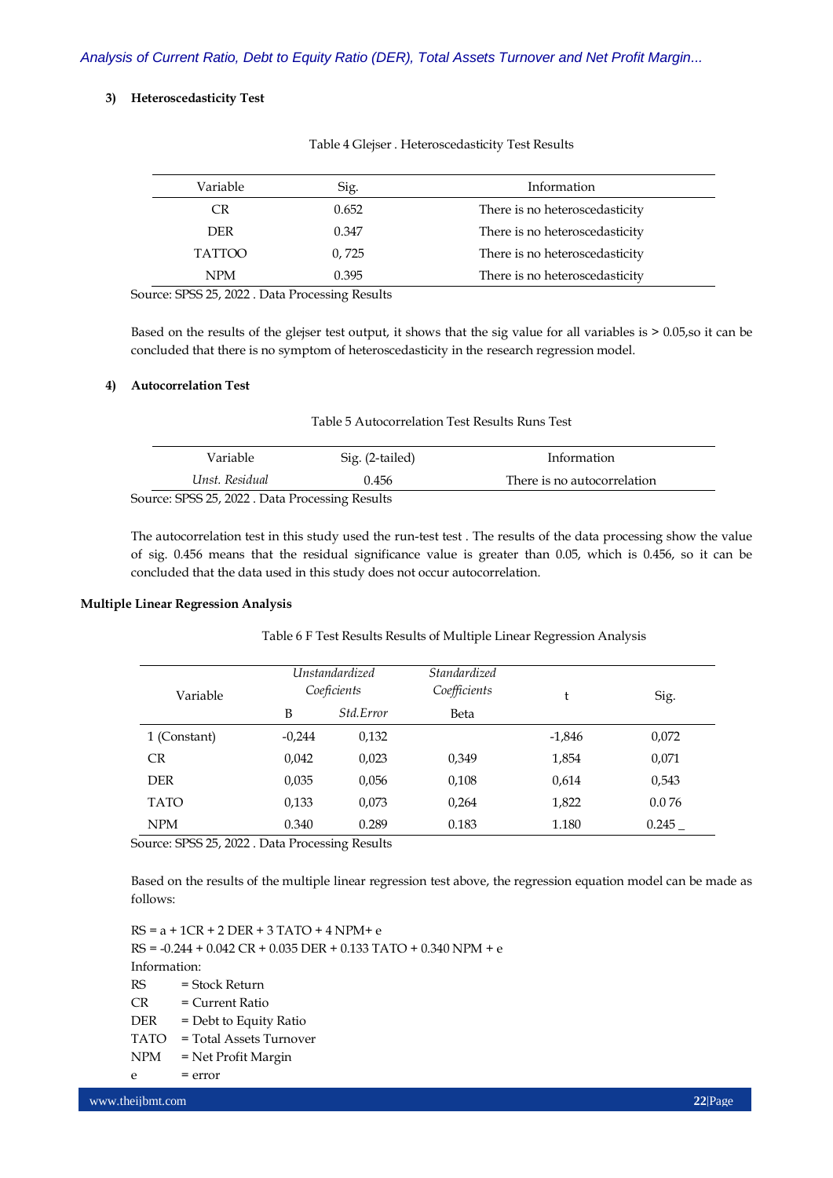### 3) Heteroscedasticity Test

Table 4 Glejser . Heteroscedasticity Test Results

| Variable | Sig. | Information |
|---|---|---|
| CR | 0.652 | There is no heteroscedasticity |
| DER | 0.347 | There is no heteroscedasticity |
| TATTOO | 0, 725 | There is no heteroscedasticity |
| NPM | 0.395 | There is no heteroscedasticity |

Source: SPSS 25, 2022 . Data Processing Results

Based on the results of the glejser test output, it shows that the sig value for all variables is > 0.05,so it can be concluded that there is no symptom of heteroscedasticity in the research regression model.

### 4) Autocorrelation Test

Table 5 Autocorrelation Test Results Runs Test

| Variable | Sig. (2-tailed) | Information |
|---|---|---|
| *Unst. Residual* | 0.456 | There is no autocorrelation |

Source: SPSS 25, 2022 . Data Processing Results

The autocorrelation test in this study used the run-test test . The results of the data processing show the value of sig. 0.456 means that the residual significance value is greater than 0.05, which is 0.456, so it can be concluded that the data used in this study does not occur autocorrelation.

## Multiple Linear Regression Analysis

Table 6 F Test Results Results of Multiple Linear Regression Analysis

| Variable | *Unstandardized Coeficients* | | *Standardized Coefficients* | t | Sig. |
|---|---|---|---|---|---|
| | B | *Std.Error* | Beta | | |
| 1 (Constant) | -0,244 | 0,132 | | -1,846 | 0,072 |
| CR | 0,042 | 0,023 | 0,349 | 1,854 | 0,071 |
| DER | 0,035 | 0,056 | 0,108 | 0,614 | 0,543 |
| TATO | 0,133 | 0,073 | 0,264 | 1,822 | 0.0 76 |
| NPM | 0.340 | 0.289 | 0.183 | 1.180 | 0.245 _ |

Source: SPSS 25, 2022 . Data Processing Results

Based on the results of the multiple linear regression test above, the regression equation model can be made as follows:

RS = a + 1CR + 2 DER + 3 TATO + 4 NPM+ e
RS = -0.244 + 0.042 CR + 0.035 DER + 0.133 TATO + 0.340 NPM + e
Information:
RS = Stock Return
CR = Current Ratio
DER = Debt to Equity Ratio
TATO = Total Assets Turnover
NPM = Net Profit Margin
e = error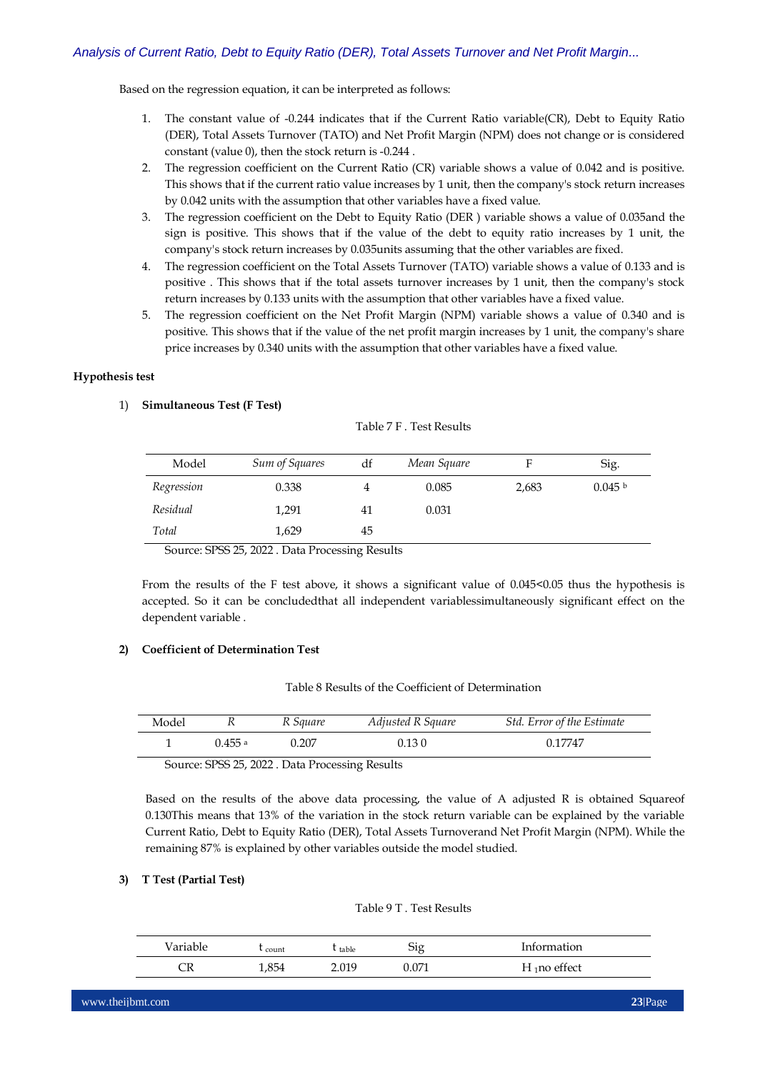Based on the regression equation, it can be interpreted as follows:

1. The constant value of -0.244 indicates that if the Current Ratio variable(CR), Debt to Equity Ratio (DER), Total Assets Turnover (TATO) and Net Profit Margin (NPM) does not change or is considered constant (value 0), then the stock return is -0.244 .
2. The regression coefficient on the Current Ratio (CR) variable shows a value of 0.042 and is positive. This shows that if the current ratio value increases by 1 unit, then the company's stock return increases by 0.042 units with the assumption that other variables have a fixed value.
3. The regression coefficient on the Debt to Equity Ratio (DER ) variable shows a value of 0.035and the sign is positive. This shows that if the value of the debt to equity ratio increases by 1 unit, the company's stock return increases by 0.035units assuming that the other variables are fixed.
4. The regression coefficient on the Total Assets Turnover (TATO) variable shows a value of 0.133 and is positive . This shows that if the total assets turnover increases by 1 unit, then the company's stock return increases by 0.133 units with the assumption that other variables have a fixed value.
5. The regression coefficient on the Net Profit Margin (NPM) variable shows a value of 0.340 and is positive. This shows that if the value of the net profit margin increases by 1 unit, the company's share price increases by 0.340 units with the assumption that other variables have a fixed value.

**Hypothesis test**

1) **Simultaneous Test (F Test)**

Table 7 F . Test Results

| Model | *Sum of Squares* | df | *Mean Square* | F | Sig. |
|---|---|---|---|---|---|
| *Regression* | 0.338 | 4 | 0.085 | 2,683 | 0.045 [b] |
| *Residual* | 1,291 | 41 | 0.031 | | |
| *Total* | 1,629 | 45 | | | |

Source: SPSS 25, 2022 . Data Processing Results

From the results of the F test above, it shows a significant value of 0.045<0.05 thus the hypothesis is accepted. So it can be concludedthat all independent variablessimultaneously significant effect on the dependent variable .

**2) Coefficient of Determination Test**

Table 8 Results of the Coefficient of Determination

| Model | *R* | *R Square* | *Adjusted R Square* | *Std. Error of the Estimate* |
|---|---|---|---|---|
| 1 | 0.455 [a] | 0.207 | 0.13 0 | 0.17747 |

Source: SPSS 25, 2022 . Data Processing Results

Based on the results of the above data processing, the value of A adjusted R is obtained Squareof 0.130This means that 13% of the variation in the stock return variable can be explained by the variable Current Ratio, Debt to Equity Ratio (DER), Total Assets Turnoverand Net Profit Margin (NPM). While the remaining 87% is explained by other variables outside the model studied.

**3) T Test (Partial Test)**

Table 9 T . Test Results

| Variable | $t_{count}$ | $t_{table}$ | Sig | Information |
|---|---|---|---|---|
| CR | 1,854 | 2.019 | 0.071 | $H_1$no effect |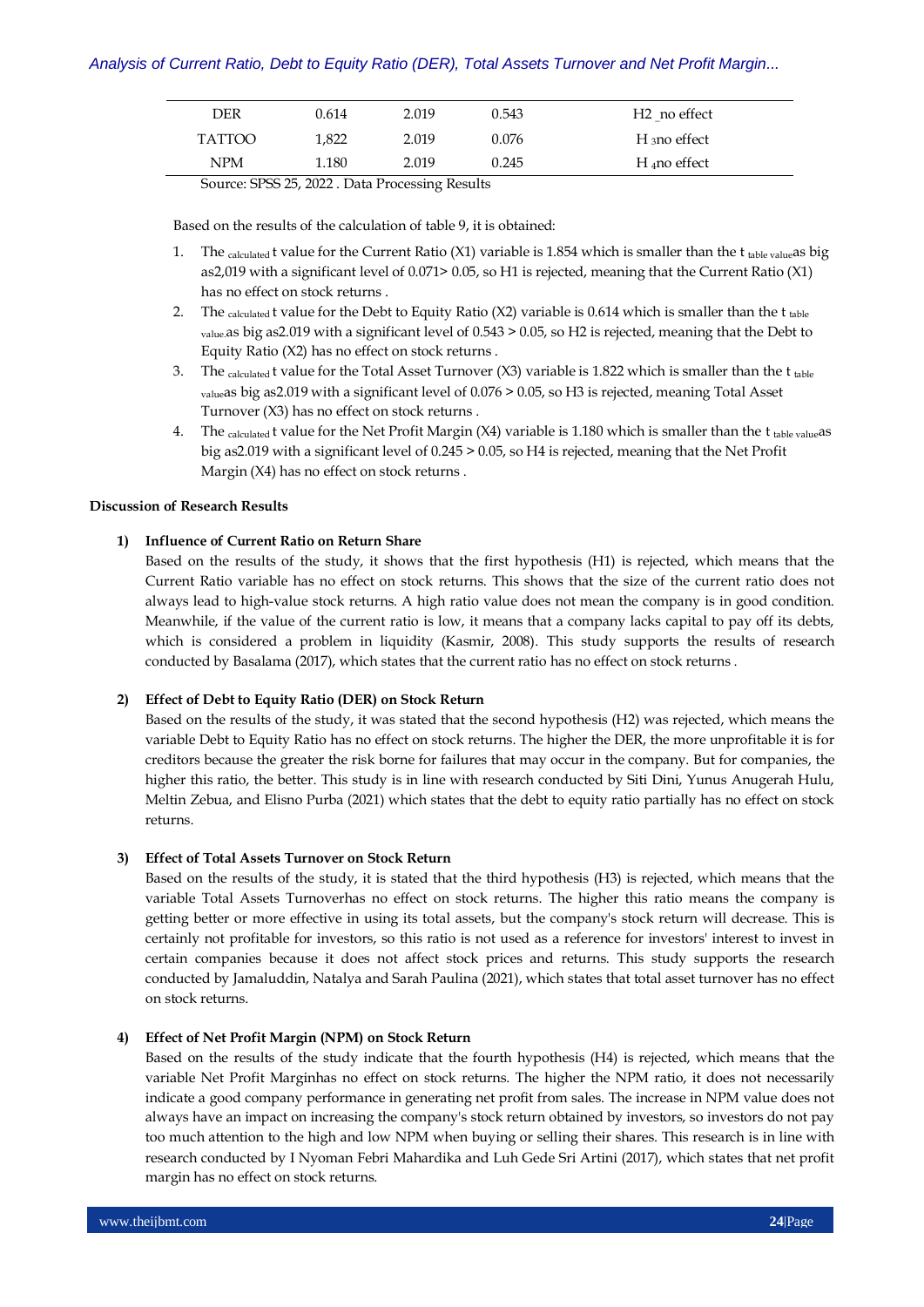| DER | 0.614 | 2.019 | 0.543 | H2 _no effect |
|---|---|---|---|---|
| TATTOO | 1,822 | 2.019 | 0.076 | $H_3$no effect |
| NPM | 1.180 | 2.019 | 0.245 | $H_4$no effect |

Source: SPSS 25, 2022 . Data Processing Results

Based on the results of the calculation of table 9, it is obtained:

1. The $_{calculated}$ t value for the Current Ratio (X1) variable is 1.854 which is smaller than the t $_{table\ value}$as big as2,019 with a significant level of 0.071> 0.05, so H1 is rejected, meaning that the Current Ratio (X1) has no effect on stock returns .
2. The $_{calculated}$ t value for the Debt to Equity Ratio (X2) variable is 0.614 which is smaller than the t $_{table\ value.}$as big as2.019 with a significant level of 0.543 > 0.05, so H2 is rejected, meaning that the Debt to Equity Ratio (X2) has no effect on stock returns .
3. The $_{calculated}$ t value for the Total Asset Turnover (X3) variable is 1.822 which is smaller than the t $_{table\ value}$as big as2.019 with a significant level of 0.076 > 0.05, so H3 is rejected, meaning Total Asset Turnover (X3) has no effect on stock returns .
4. The $_{calculated}$ t value for the Net Profit Margin (X4) variable is 1.180 which is smaller than the t $_{table\ value}$as big as2.019 with a significant level of 0.245 > 0.05, so H4 is rejected, meaning that the Net Profit Margin (X4) has no effect on stock returns .

**Discussion of Research Results**

**1) Influence of Current Ratio on Return Share**

Based on the results of the study, it shows that the first hypothesis (H1) is rejected, which means that the Current Ratio variable has no effect on stock returns. This shows that the size of the current ratio does not always lead to high-value stock returns. A high ratio value does not mean the company is in good condition. Meanwhile, if the value of the current ratio is low, it means that a company lacks capital to pay off its debts, which is considered a problem in liquidity (Kasmir, 2008). This study supports the results of research conducted by Basalama (2017), which states that the current ratio has no effect on stock returns .

**2) Effect of Debt to Equity Ratio (DER) on Stock Return**

Based on the results of the study, it was stated that the second hypothesis (H2) was rejected, which means the variable Debt to Equity Ratio has no effect on stock returns. The higher the DER, the more unprofitable it is for creditors because the greater the risk borne for failures that may occur in the company. But for companies, the higher this ratio, the better. This study is in line with research conducted by Siti Dini, Yunus Anugerah Hulu, Meltin Zebua, and Elisno Purba (2021) which states that the debt to equity ratio partially has no effect on stock returns.

**3) Effect of Total Assets Turnover on Stock Return**

Based on the results of the study, it is stated that the third hypothesis (H3) is rejected, which means that the variable Total Assets Turnoverhas no effect on stock returns. The higher this ratio means the company is getting better or more effective in using its total assets, but the company's stock return will decrease. This is certainly not profitable for investors, so this ratio is not used as a reference for investors' interest to invest in certain companies because it does not affect stock prices and returns. This study supports the research conducted by Jamaluddin, Natalya and Sarah Paulina (2021), which states that total asset turnover has no effect on stock returns.

**4) Effect of Net Profit Margin (NPM) on Stock Return**

Based on the results of the study indicate that the fourth hypothesis (H4) is rejected, which means that the variable Net Profit Marginhas no effect on stock returns. The higher the NPM ratio, it does not necessarily indicate a good company performance in generating net profit from sales. The increase in NPM value does not always have an impact on increasing the company's stock return obtained by investors, so investors do not pay too much attention to the high and low NPM when buying or selling their shares. This research is in line with research conducted by I Nyoman Febri Mahardika and Luh Gede Sri Artini (2017), which states that net profit margin has no effect on stock returns.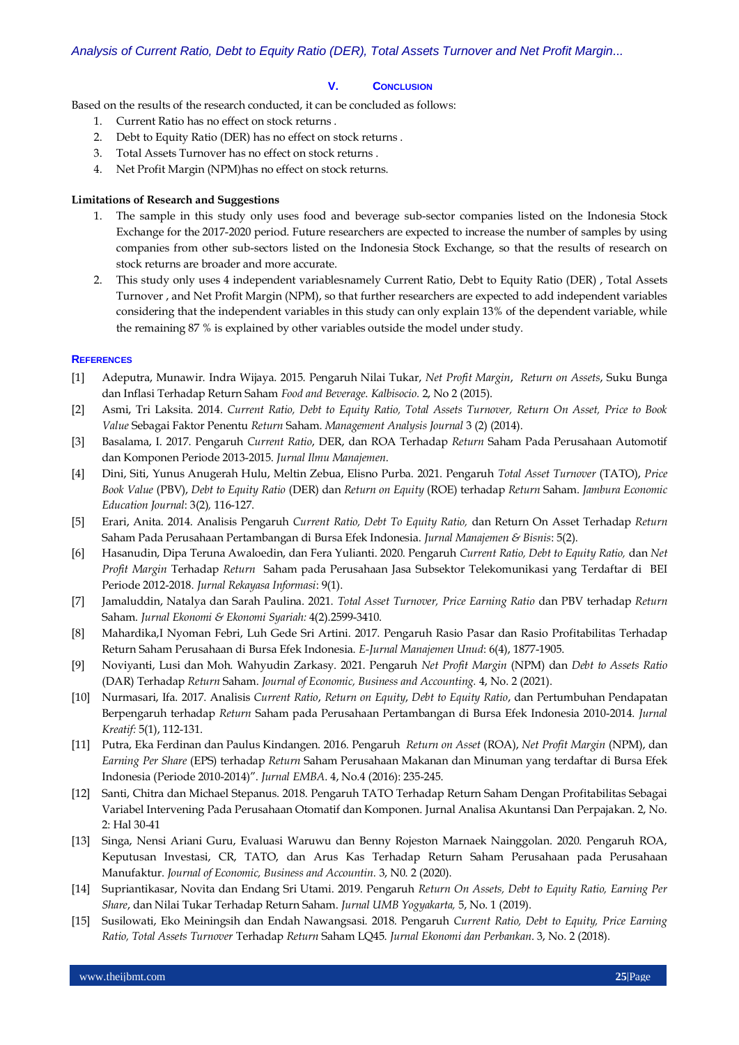## V. Conclusion

Based on the results of the research conducted, it can be concluded as follows:

1. Current Ratio has no effect on stock returns .
2. Debt to Equity Ratio (DER) has no effect on stock returns .
3. Total Assets Turnover has no effect on stock returns .
4. Net Profit Margin (NPM)has no effect on stock returns.

**Limitations of Research and Suggestions**

1. The sample in this study only uses food and beverage sub-sector companies listed on the Indonesia Stock Exchange for the 2017-2020 period. Future researchers are expected to increase the number of samples by using companies from other sub-sectors listed on the Indonesia Stock Exchange, so that the results of research on stock returns are broader and more accurate.
2. This study only uses 4 independent variablesnamely Current Ratio, Debt to Equity Ratio (DER) , Total Assets Turnover , and Net Profit Margin (NPM), so that further researchers are expected to add independent variables considering that the independent variables in this study can only explain 13% of the dependent variable, while the remaining 87 % is explained by other variables outside the model under study.

## References

[1] Adeputra, Munawir. Indra Wijaya. 2015. Pengaruh Nilai Tukar, *Net Profit Margin*, *Return on Assets*, Suku Bunga dan Inflasi Terhadap Return Saham *Food and Beverage. Kalbisocio.* 2, No 2 (2015).

[2] Asmi, Tri Laksita. 2014. *Current Ratio, Debt to Equity Ratio, Total Assets Turnover, Return On Asset, Price to Book Value* Sebagai Faktor Penentu *Return* Saham. *Management Analysis Journal* 3 (2) (2014).

[3] Basalama, I. 2017. Pengaruh *Current Ratio*, DER, dan ROA Terhadap *Return* Saham Pada Perusahaan Automotif dan Komponen Periode 2013-2015. *Jurnal Ilmu Manajemen*.

[4] Dini, Siti, Yunus Anugerah Hulu, Meltin Zebua, Elisno Purba. 2021. Pengaruh *Total Asset Turnover* (TATO), *Price Book Value* (PBV), *Debt to Equity Ratio* (DER) dan *Return on Equity* (ROE) terhadap *Return* Saham. *Jambura Economic Education Journal*: 3(2), 116-127.

[5] Erari, Anita. 2014. Analisis Pengaruh *Current Ratio, Debt To Equity Ratio,* dan Return On Asset Terhadap *Return* Saham Pada Perusahaan Pertambangan di Bursa Efek Indonesia. *Jurnal Manajemen & Bisnis*: 5(2).

[6] Hasanudin, Dipa Teruna Awaloedin, dan Fera Yulianti. 2020. Pengaruh *Current Ratio, Debt to Equity Ratio,* dan *Net Profit Margin* Terhadap *Return* Saham pada Perusahaan Jasa Subsektor Telekomunikasi yang Terdaftar di BEI Periode 2012-2018. *Jurnal Rekayasa Informasi*: 9(1).

[7] Jamaluddin, Natalya dan Sarah Paulina. 2021. *Total Asset Turnover, Price Earning Ratio* dan PBV terhadap *Return* Saham. *Jurnal Ekonomi & Ekonomi Syariah:* 4(2).2599-3410.

[8] Mahardika,I Nyoman Febri, Luh Gede Sri Artini. 2017. Pengaruh Rasio Pasar dan Rasio Profitabilitas Terhadap Return Saham Perusahaan di Bursa Efek Indonesia. *E-Jurnal Manajemen Unud*: 6(4), 1877-1905.

[9] Noviyanti, Lusi dan Moh. Wahyudin Zarkasy. 2021. Pengaruh *Net Profit Margin* (NPM) dan *Debt to Assets Ratio* (DAR) Terhadap *Return* Saham. *Journal of Economic, Business and Accounting.* 4, No. 2 (2021).

[10] Nurmasari, Ifa. 2017. Analisis *Current Ratio*, *Return on Equity*, *Debt to Equity Ratio*, dan Pertumbuhan Pendapatan Berpengaruh terhadap *Return* Saham pada Perusahaan Pertambangan di Bursa Efek Indonesia 2010-2014. *Jurnal Kreatif:* 5(1), 112-131.

[11] Putra, Eka Ferdinan dan Paulus Kindangen. 2016. Pengaruh *Return on Asset* (ROA), *Net Profit Margin* (NPM), dan *Earning Per Share* (EPS) terhadap *Return* Saham Perusahaan Makanan dan Minuman yang terdaftar di Bursa Efek Indonesia (Periode 2010-2014)". *Jurnal EMBA.* 4, No.4 (2016): 235-245.

[12] Santi, Chitra dan Michael Stepanus. 2018. Pengaruh TATO Terhadap Return Saham Dengan Profitabilitas Sebagai Variabel Intervening Pada Perusahaan Otomatif dan Komponen. Jurnal Analisa Akuntansi Dan Perpajakan. 2, No. 2: Hal 30-41

[13] Singa, Nensi Ariani Guru, Evaluasi Waruwu dan Benny Rojeston Marnaek Nainggolan. 2020. Pengaruh ROA, Keputusan Investasi, CR, TATO, dan Arus Kas Terhadap Return Saham Perusahaan pada Perusahaan Manufaktur. *Journal of Economic, Business and Accountin.* 3, N0. 2 (2020).

[14] Supriantikasar, Novita dan Endang Sri Utami. 2019. Pengaruh *Return On Assets, Debt to Equity Ratio, Earning Per Share*, dan Nilai Tukar Terhadap Return Saham. *Jurnal UMB Yogyakarta,* 5, No. 1 (2019).

[15] Susilowati, Eko Meiningsih dan Endah Nawangsasi. 2018. Pengaruh *Current Ratio, Debt to Equity, Price Earning Ratio, Total Assets Turnover* Terhadap *Return* Saham LQ45. *Jurnal Ekonomi dan Perbankan*. 3, No. 2 (2018).